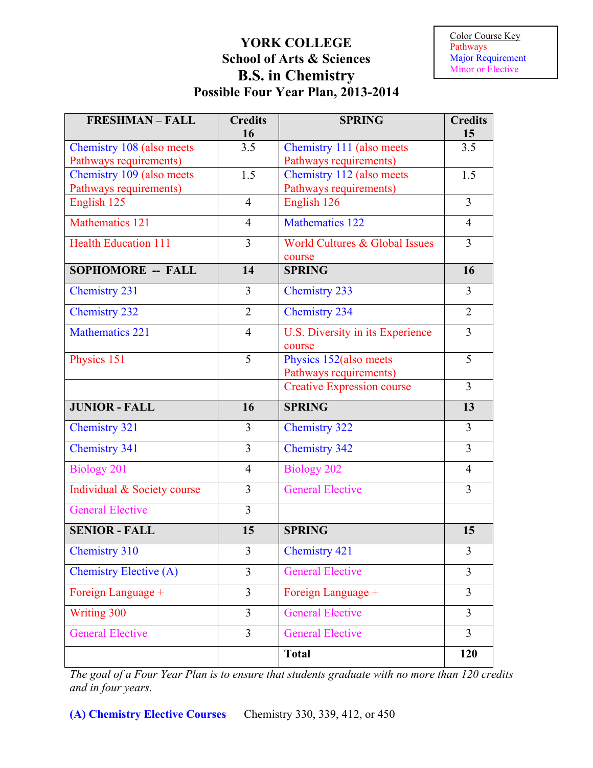# YORK COLLEGE
## School of Arts & Sciences
## B.S. in Chemistry
### Possible Four Year Plan, 2013-2014

| Color Course Key |
|---|
| Pathways |
| Major Requirement |
| Minor or Elective |

| FRESHMAN – FALL | Credits 16 | SPRING | Credits 15 |
|---|---|---|---|
| Chemistry 108 (also meets Pathways requirements) | 3.5 | Chemistry 111 (also meets Pathways requirements) | 3.5 |
| Chemistry 109 (also meets Pathways requirements) | 1.5 | Chemistry 112 (also meets Pathways requirements) | 1.5 |
| English 125 | 4 | English 126 | 3 |
| Mathematics 121 | 4 | Mathematics 122 | 4 |
| Health Education 111 | 3 | World Cultures & Global Issues course | 3 |
| **SOPHOMORE -- FALL** | **14** | **SPRING** | **16** |
| Chemistry 231 | 3 | Chemistry 233 | 3 |
| Chemistry 232 | 2 | Chemistry 234 | 2 |
| Mathematics 221 | 4 | U.S. Diversity in its Experience course | 3 |
| Physics 151 | 5 | Physics 152(also meets Pathways requirements) | 5 |
| | | Creative Expression course | 3 |
| **JUNIOR - FALL** | **16** | **SPRING** | **13** |
| Chemistry 321 | 3 | Chemistry 322 | 3 |
| Chemistry 341 | 3 | Chemistry 342 | 3 |
| Biology 201 | 4 | Biology 202 | 4 |
| Individual & Society course | 3 | General Elective | 3 |
| General Elective | 3 | | |
| **SENIOR - FALL** | **15** | **SPRING** | **15** |
| Chemistry 310 | 3 | Chemistry 421 | 3 |
| Chemistry Elective (A) | 3 | General Elective | 3 |
| Foreign Language + | 3 | Foreign Language + | 3 |
| Writing 300 | 3 | General Elective | 3 |
| General Elective | 3 | General Elective | 3 |
| | | **Total** | **120** |

*The goal of a Four Year Plan is to ensure that students graduate with no more than 120 credits and in four years.*

**(A) Chemistry Elective Courses** Chemistry 330, 339, 412, or 450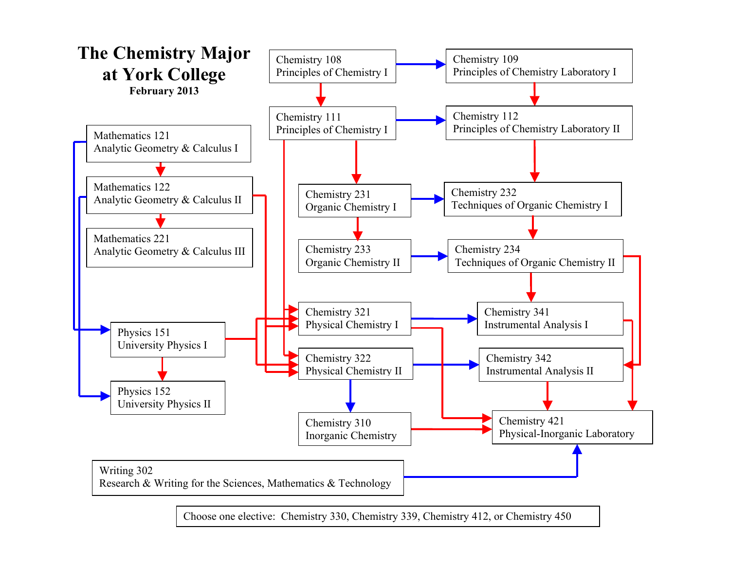# The Chemistry Major at York College

**February 2013**

Chemistry 108
Principles of Chemistry I

Chemistry 109
Principles of Chemistry Laboratory I

Chemistry 111
Principles of Chemistry I

Chemistry 112
Principles of Chemistry Laboratory II

Mathematics 121
Analytic Geometry & Calculus I

Mathematics 122
Analytic Geometry & Calculus II

Mathematics 221
Analytic Geometry & Calculus III

Chemistry 231
Organic Chemistry I

Chemistry 232
Techniques of Organic Chemistry I

Chemistry 233
Organic Chemistry II

Chemistry 234
Techniques of Organic Chemistry II

Physics 151
University Physics I

Physics 152
University Physics II

Chemistry 321
Physical Chemistry I

Chemistry 341
Instrumental Analysis I

Chemistry 322
Physical Chemistry II

Chemistry 342
Instrumental Analysis II

Chemistry 310
Inorganic Chemistry

Chemistry 421
Physical-Inorganic Laboratory

Writing 302
Research & Writing for the Sciences, Mathematics & Technology

Choose one elective: Chemistry 330, Chemistry 339, Chemistry 412, or Chemistry 450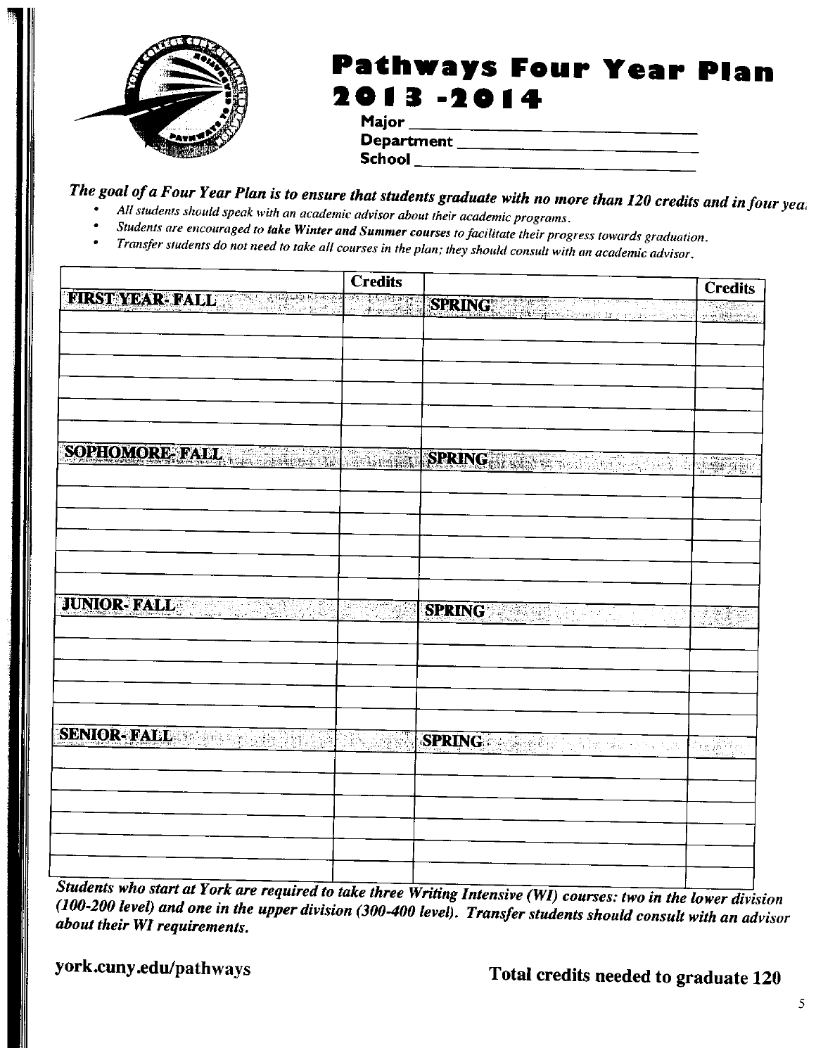# Pathways Four Year Plan 2013 -2014

**Major** ______________________________
**Department** ______________________________
**School** ______________________________

***The goal of a Four Year Plan is to ensure that students graduate with no more than 120 credits and in four yea***

- *All students should speak with an academic advisor about their academic programs.*
- *Students are encouraged to take **Winter and Summer courses** to facilitate their progress towards graduation.*
- *Transfer students do not need to take all courses in the plan; they should consult with an academic advisor.*

| | Credits | | Credits |
|---|---|---|---|
| **FIRST YEAR- FALL** | | **SPRING** | |
| | | | |
| | | | |
| | | | |
| | | | |
| | | | |
| | | | |
| **SOPHOMORE- FALL** | | **SPRING** | |
| | | | |
| | | | |
| | | | |
| | | | |
| | | | |
| | | | |
| **JUNIOR- FALL** | | **SPRING** | |
| | | | |
| | | | |
| | | | |
| | | | |
| | | | |
| **SENIOR- FALL** | | **SPRING** | |
| | | | |
| | | | |
| | | | |
| | | | |
| | | | |

***Students who start at York are required to take three Writing Intensive (WI) courses: two in the lower division (100-200 level) and one in the upper division (300-400 level). Transfer students should consult with an advisor about their WI requirements.***

**york.cuny.edu/pathways**

**Total credits needed to graduate 120**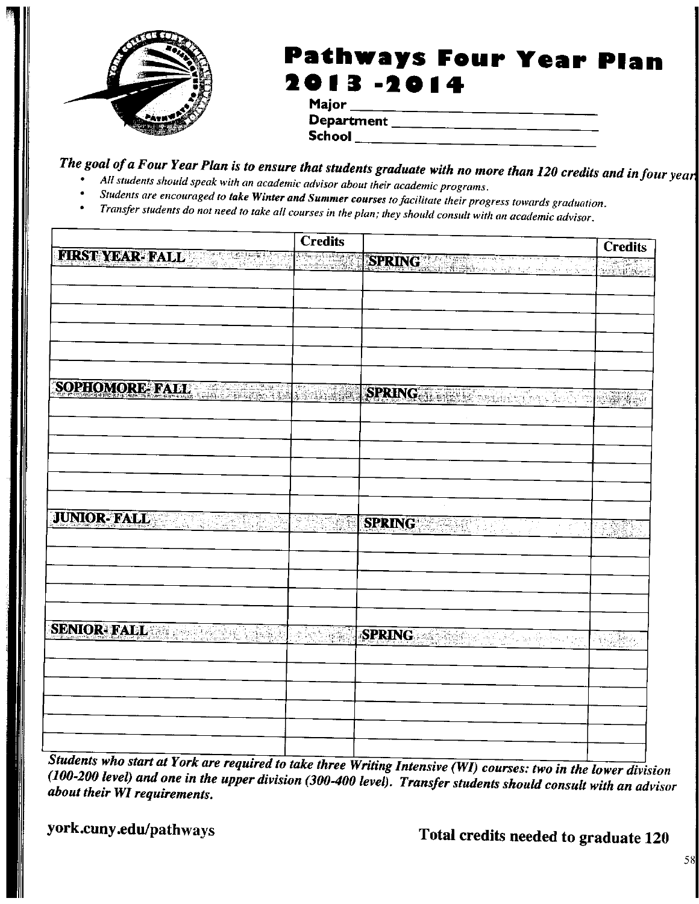# Pathways Four Year Plan 2013 -2014

**Major** ______________________________

**Department** ______________________________

**School** ______________________________

***The goal of a Four Year Plan is to ensure that students graduate with no more than 120 credits and in four year***

- *All students should speak with an academic advisor about their academic programs.*
- *Students are encouraged to take **Winter and Summer courses** to facilitate their progress towards graduation.*
- *Transfer students do not need to take all courses in the plan; they should consult with an academic advisor.*

| | Credits | | Credits |
|---|---|---|---|
| **FIRST YEAR- FALL** | | **SPRING** | |
| | | | |
| | | | |
| | | | |
| | | | |
| | | | |
| | | | |
| **SOPHOMORE- FALL** | | **SPRING** | |
| | | | |
| | | | |
| | | | |
| | | | |
| | | | |
| **JUNIOR- FALL** | | **SPRING** | |
| | | | |
| | | | |
| | | | |
| | | | |
| **SENIOR- FALL** | | **SPRING** | |
| | | | |
| | | | |
| | | | |
| | | | |
| | | | |

***Students who start at York are required to take three Writing Intensive (WI) courses: two in the lower division (100-200 level) and one in the upper division (300-400 level). Transfer students should consult with an advisor about their WI requirements.***

**york.cuny.edu/pathways**

**Total credits needed to graduate 120**